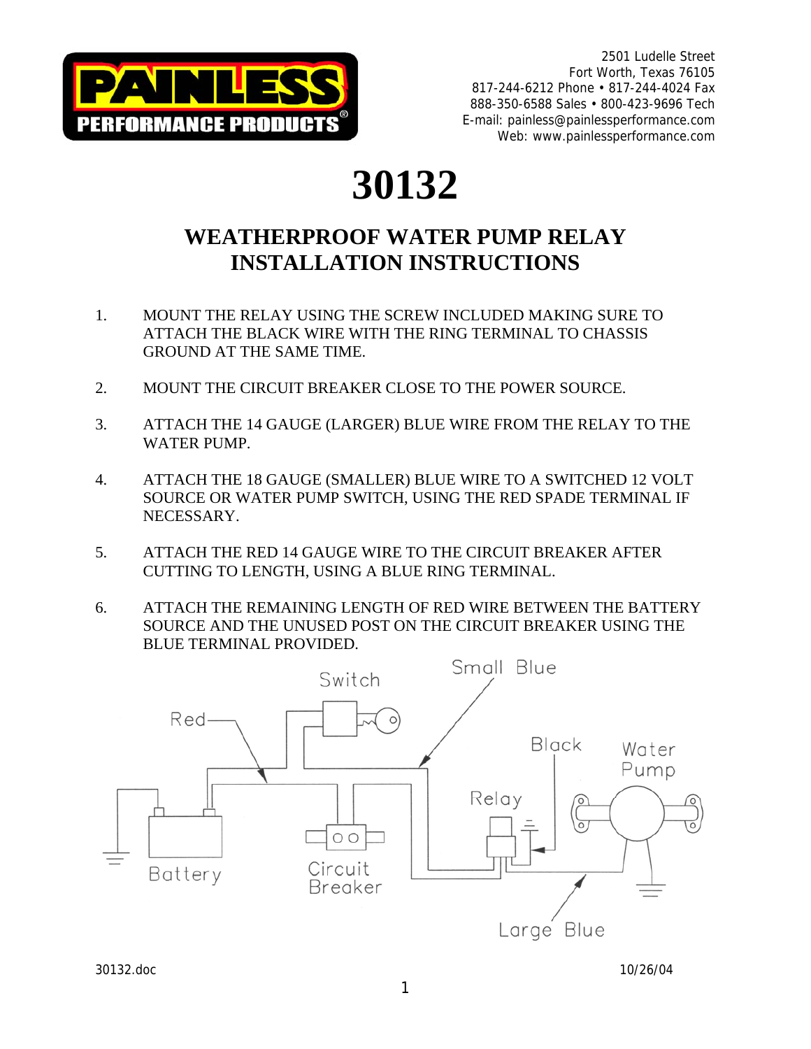PAINLESS PERFORMANCE PRODUCTS®

2501 Ludelle Street
Fort Worth, Texas 76105
817-244-6212 Phone • 817-244-4024 Fax
888-350-6588 Sales • 800-423-9696 Tech
E-mail: painless@painlessperformance.com
Web: www.painlessperformance.com

# 30132

## WEATHERPROOF WATER PUMP RELAY INSTALLATION INSTRUCTIONS

1. MOUNT THE RELAY USING THE SCREW INCLUDED MAKING SURE TO ATTACH THE BLACK WIRE WITH THE RING TERMINAL TO CHASSIS GROUND AT THE SAME TIME.
2. MOUNT THE CIRCUIT BREAKER CLOSE TO THE POWER SOURCE.
3. ATTACH THE 14 GAUGE (LARGER) BLUE WIRE FROM THE RELAY TO THE WATER PUMP.
4. ATTACH THE 18 GAUGE (SMALLER) BLUE WIRE TO A SWITCHED 12 VOLT SOURCE OR WATER PUMP SWITCH, USING THE RED SPADE TERMINAL IF NECESSARY.
5. ATTACH THE RED 14 GAUGE WIRE TO THE CIRCUIT BREAKER AFTER CUTTING TO LENGTH, USING A BLUE RING TERMINAL.
6. ATTACH THE REMAINING LENGTH OF RED WIRE BETWEEN THE BATTERY SOURCE AND THE UNUSED POST ON THE CIRCUIT BREAKER USING THE BLUE TERMINAL PROVIDED.

Small Blue

Switch

Red

Black

Water Pump

Relay

Battery

Circuit Breaker

Large Blue

30132.doc 10/26/04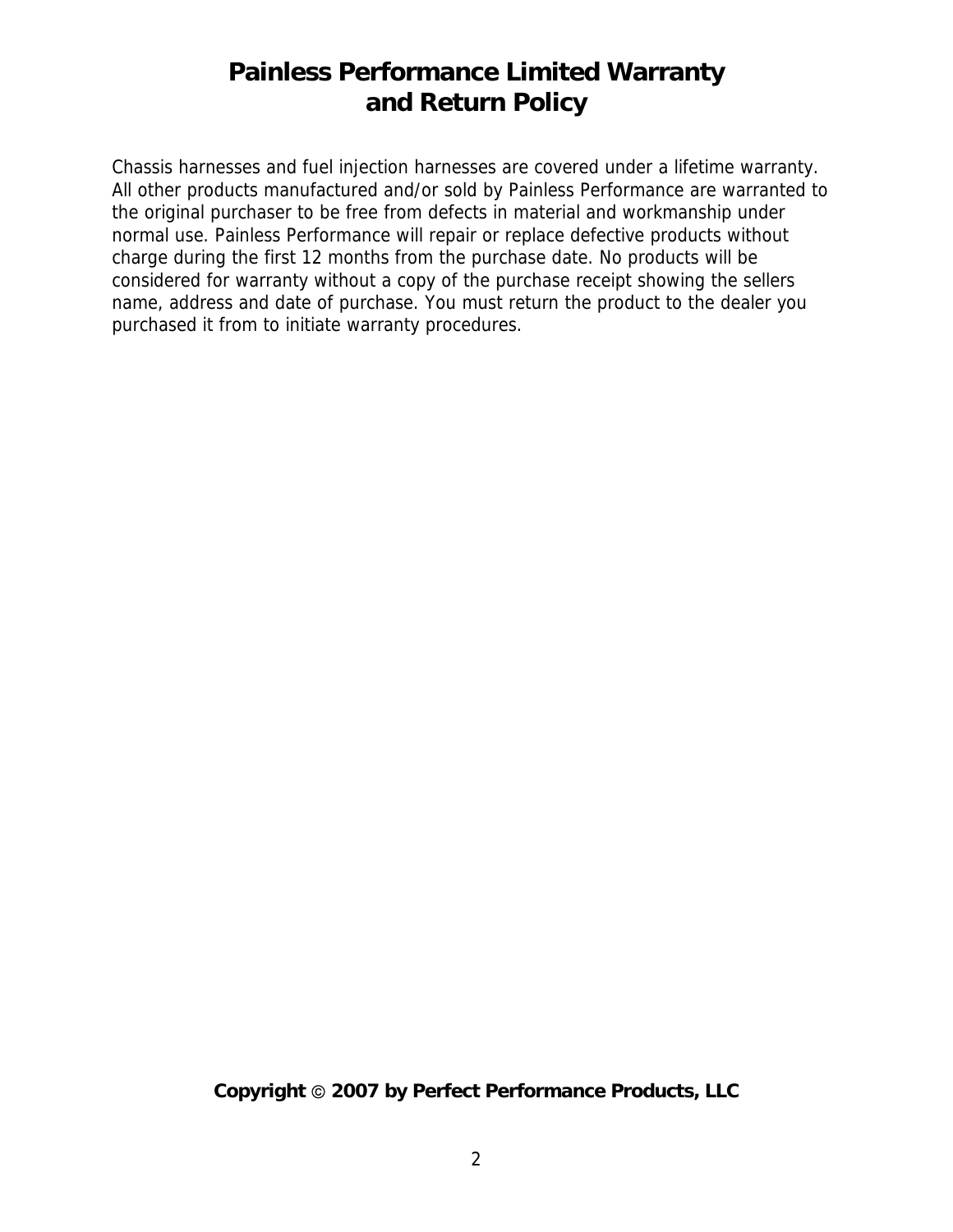# Painless Performance Limited Warranty and Return Policy

Chassis harnesses and fuel injection harnesses are covered under a lifetime warranty. All other products manufactured and/or sold by Painless Performance are warranted to the original purchaser to be free from defects in material and workmanship under normal use. Painless Performance will repair or replace defective products without charge during the first 12 months from the purchase date. No products will be considered for warranty without a copy of the purchase receipt showing the sellers name, address and date of purchase. You must return the product to the dealer you purchased it from to initiate warranty procedures.

**Copyright © 2007 by Perfect Performance Products, LLC**